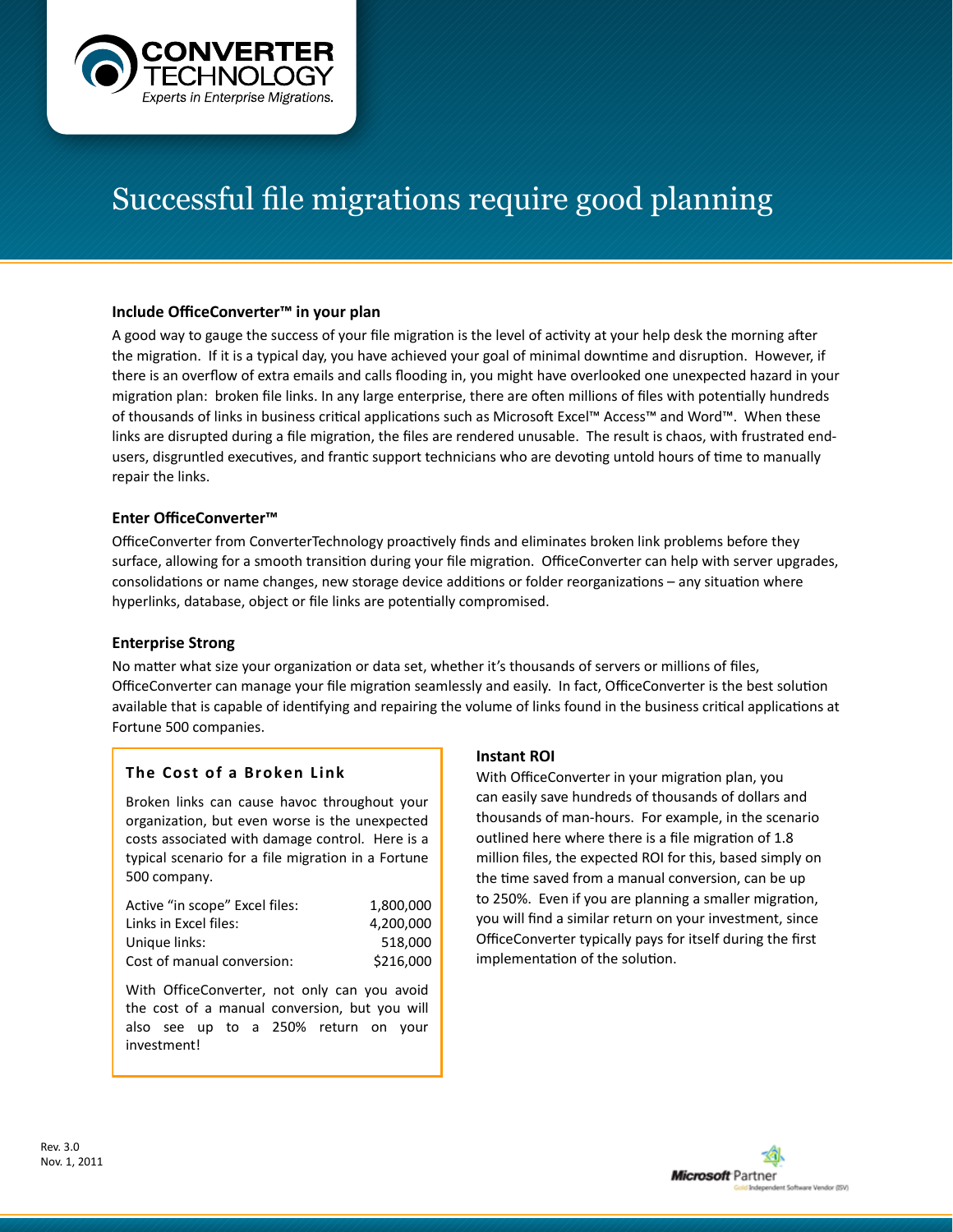CONVERTER TECHNOLOGY
*Experts in Enterprise Migrations.*

# Successful file migrations require good planning

### Include OfficeConverter™ in your plan

A good way to gauge the success of your file migration is the level of activity at your help desk the morning after the migration. If it is a typical day, you have achieved your goal of minimal downtime and disruption. However, if there is an overflow of extra emails and calls flooding in, you might have overlooked one unexpected hazard in your migration plan: broken file links. In any large enterprise, there are often millions of files with potentially hundreds of thousands of links in business critical applications such as Microsoft Excel™ Access™ and Word™. When these links are disrupted during a file migration, the files are rendered unusable. The result is chaos, with frustrated end-users, disgruntled executives, and frantic support technicians who are devoting untold hours of time to manually repair the links.

### Enter OfficeConverter™

OfficeConverter from ConverterTechnology proactively finds and eliminates broken link problems before they surface, allowing for a smooth transition during your file migration. OfficeConverter can help with server upgrades, consolidations or name changes, new storage device additions or folder reorganizations – any situation where hyperlinks, database, object or file links are potentially compromised.

### Enterprise Strong

No matter what size your organization or data set, whether it's thousands of servers or millions of files, OfficeConverter can manage your file migration seamlessly and easily. In fact, OfficeConverter is the best solution available that is capable of identifying and repairing the volume of links found in the business critical applications at Fortune 500 companies.

### The Cost of a Broken Link

Broken links can cause havoc throughout your organization, but even worse is the unexpected costs associated with damage control. Here is a typical scenario for a file migration in a Fortune 500 company.

| | |
|---|---:|
| Active "in scope" Excel files: | 1,800,000 |
| Links in Excel files: | 4,200,000 |
| Unique links: | 518,000 |
| Cost of manual conversion: | $216,000 |

With OfficeConverter, not only can you avoid the cost of a manual conversion, but you will also see up to a 250% return on your investment!

### Instant ROI

With OfficeConverter in your migration plan, you can easily save hundreds of thousands of dollars and thousands of man-hours. For example, in the scenario outlined here where there is a file migration of 1.8 million files, the expected ROI for this, based simply on the time saved from a manual conversion, can be up to 250%. Even if you are planning a smaller migration, you will find a similar return on your investment, since OfficeConverter typically pays for itself during the first implementation of the solution.

Rev. 3.0
Nov. 1, 2011

Microsoft Partner
Gold Independent Software Vendor (ISV)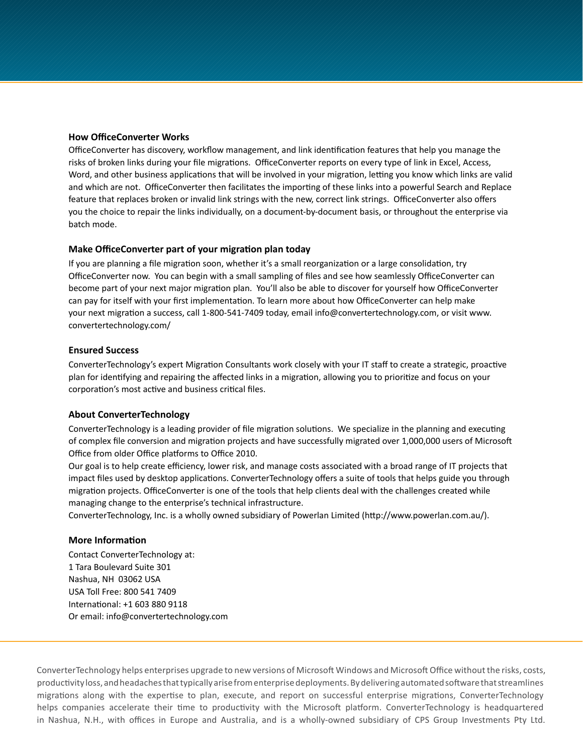### How OfficeConverter Works

OfficeConverter has discovery, workflow management, and link identification features that help you manage the risks of broken links during your file migrations. OfficeConverter reports on every type of link in Excel, Access, Word, and other business applications that will be involved in your migration, letting you know which links are valid and which are not. OfficeConverter then facilitates the importing of these links into a powerful Search and Replace feature that replaces broken or invalid link strings with the new, correct link strings. OfficeConverter also offers you the choice to repair the links individually, on a document-by-document basis, or throughout the enterprise via batch mode.

### Make OfficeConverter part of your migration plan today

If you are planning a file migration soon, whether it's a small reorganization or a large consolidation, try OfficeConverter now. You can begin with a small sampling of files and see how seamlessly OfficeConverter can become part of your next major migration plan. You'll also be able to discover for yourself how OfficeConverter can pay for itself with your first implementation. To learn more about how OfficeConverter can help make your next migration a success, call 1-800-541-7409 today, email info@convertertechnology.com, or visit www.convertertechnology.com/

### Ensured Success

ConverterTechnology's expert Migration Consultants work closely with your IT staff to create a strategic, proactive plan for identifying and repairing the affected links in a migration, allowing you to prioritize and focus on your corporation's most active and business critical files.

### About ConverterTechnology

ConverterTechnology is a leading provider of file migration solutions. We specialize in the planning and executing of complex file conversion and migration projects and have successfully migrated over 1,000,000 users of Microsoft Office from older Office platforms to Office 2010.

Our goal is to help create efficiency, lower risk, and manage costs associated with a broad range of IT projects that impact files used by desktop applications. ConverterTechnology offers a suite of tools that helps guide you through migration projects. OfficeConverter is one of the tools that help clients deal with the challenges created while managing change to the enterprise's technical infrastructure.

ConverterTechnology, Inc. is a wholly owned subsidiary of Powerlan Limited (http://www.powerlan.com.au/).

### More Information

Contact ConverterTechnology at:
1 Tara Boulevard Suite 301
Nashua, NH 03062 USA
USA Toll Free: 800 541 7409
International: +1 603 880 9118
Or email: info@convertertechnology.com

ConverterTechnology helps enterprises upgrade to new versions of Microsoft Windows and Microsoft Office without the risks, costs, productivity loss, and headaches that typically arise from enterprise deployments. By delivering automated software that streamlines migrations along with the expertise to plan, execute, and report on successful enterprise migrations, ConverterTechnology helps companies accelerate their time to productivity with the Microsoft platform. ConverterTechnology is headquartered in Nashua, N.H., with offices in Europe and Australia, and is a wholly-owned subsidiary of CPS Group Investments Pty Ltd.